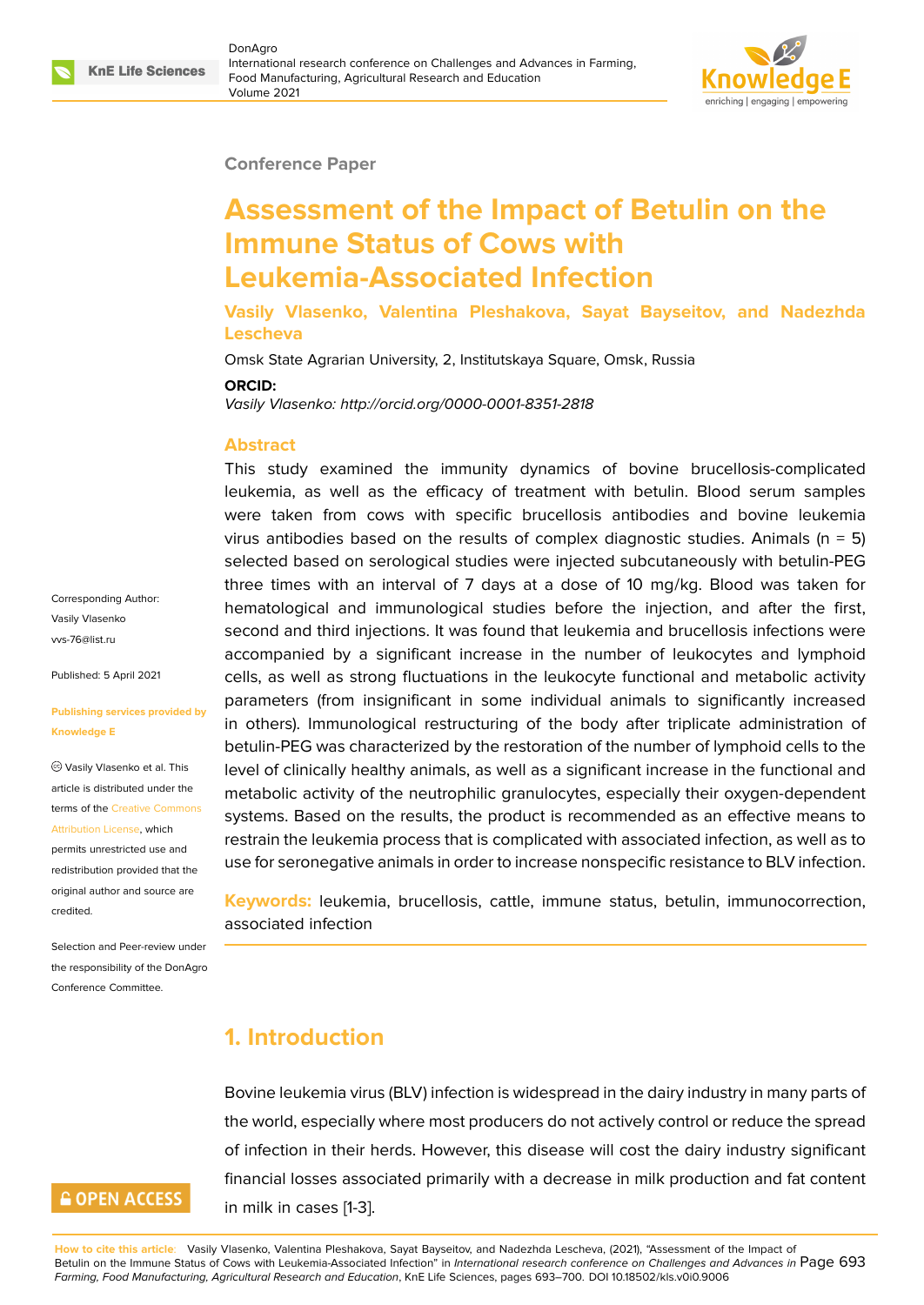Conference Paper

# Assessment of the Impact of Betulin on the Immune Status of Cows with Leukemia-Associated Infection

**Vasily Vlasenko, Valentina Pleshakova, Sayat Bayseitov, and Nadezhda Lescheva**

Omsk State Agrarian University, 2, Institutskaya Square, Omsk, Russia

**ORCID:**

*Vasily Vlasenko: http://orcid.org/0000-0001-8351-2818*

Corresponding Author: Vasily Vlasenko vvs-76@list.ru

Published: 5 April 2021

Publishing services provided by Knowledge E

Vasily Vlasenko et al. This article is distributed under the terms of the Creative Commons Attribution License, which permits unrestricted use and redistribution provided that the original author and source are credited.

Selection and Peer-review under the responsibility of the DonAgro Conference Committee.

## Abstract

This study examined the immunity dynamics of bovine brucellosis-complicated leukemia, as well as the efficacy of treatment with betulin. Blood serum samples were taken from cows with specific brucellosis antibodies and bovine leukemia virus antibodies based on the results of complex diagnostic studies. Animals (n = 5) selected based on serological studies were injected subcutaneously with betulin-PEG three times with an interval of 7 days at a dose of 10 mg/kg. Blood was taken for hematological and immunological studies before the injection, and after the first, second and third injections. It was found that leukemia and brucellosis infections were accompanied by a significant increase in the number of leukocytes and lymphoid cells, as well as strong fluctuations in the leukocyte functional and metabolic activity parameters (from insignificant in some individual animals to significantly increased in others). Immunological restructuring of the body after triplicate administration of betulin-PEG was characterized by the restoration of the number of lymphoid cells to the level of clinically healthy animals, as well as a significant increase in the functional and metabolic activity of the neutrophilic granulocytes, especially their oxygen-dependent systems. Based on the results, the product is recommended as an effective means to restrain the leukemia process that is complicated with associated infection, as well as to use for seronegative animals in order to increase nonspecific resistance to BLV infection.

**Keywords:** leukemia, brucellosis, cattle, immune status, betulin, immunocorrection, associated infection

## 1. Introduction

Bovine leukemia virus (BLV) infection is widespread in the dairy industry in many parts of the world, especially where most producers do not actively control or reduce the spread of infection in their herds. However, this disease will cost the dairy industry significant financial losses associated primarily with a decrease in milk production and fat content in milk in cases [1-3].

**How to cite this article**: Vasily Vlasenko, Valentina Pleshakova, Sayat Bayseitov, and Nadezhda Lescheva, (2021), "Assessment of the Impact of Betulin on the Immune Status of Cows with Leukemia-Associated Infection" in *International research conference on Challenges and Advances in Farming, Food Manufacturing, Agricultural Research and Education*, KnE Life Sciences, pages 693–700. DOI 10.18502/kls.v0i0.9006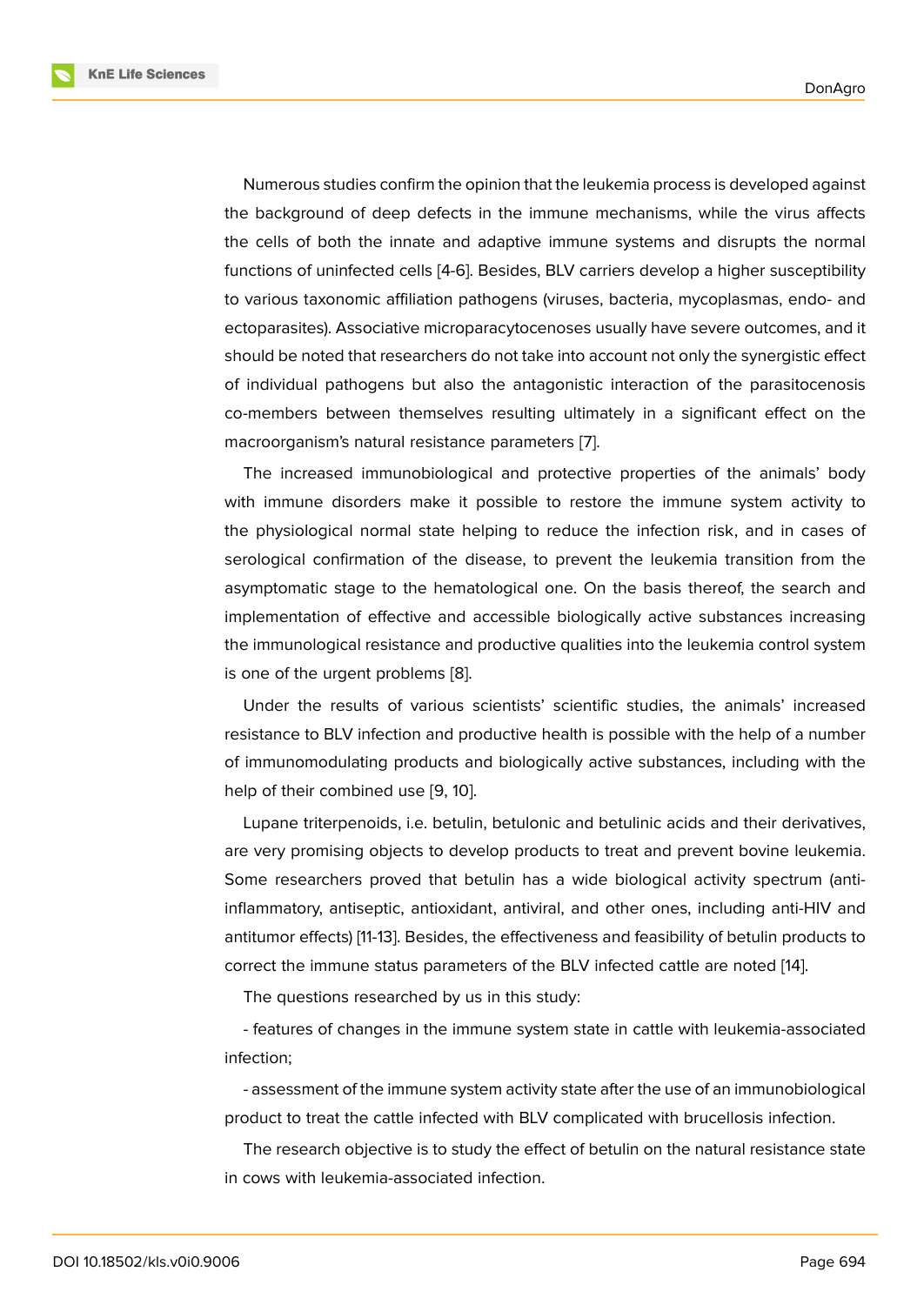Numerous studies confirm the opinion that the leukemia process is developed against the background of deep defects in the immune mechanisms, while the virus affects the cells of both the innate and adaptive immune systems and disrupts the normal functions of uninfected cells [4-6]. Besides, BLV carriers develop a higher susceptibility to various taxonomic affiliation pathogens (viruses, bacteria, mycoplasmas, endo- and ectoparasites). Associative microparacytocenoses usually have severe outcomes, and it should be noted that researchers do not take into account not only the synergistic effect of individual pathogens but also the antagonistic interaction of the parasitocenosis co-members between themselves resulting ultimately in a significant effect on the macroorganism's natural resistance parameters [7].

The increased immunobiological and protective properties of the animals' body with immune disorders make it possible to restore the immune system activity to the physiological normal state helping to reduce the infection risk, and in cases of serological confirmation of the disease, to prevent the leukemia transition from the asymptomatic stage to the hematological one. On the basis thereof, the search and implementation of effective and accessible biologically active substances increasing the immunological resistance and productive qualities into the leukemia control system is one of the urgent problems [8].

Under the results of various scientists' scientific studies, the animals' increased resistance to BLV infection and productive health is possible with the help of a number of immunomodulating products and biologically active substances, including with the help of their combined use [9, 10].

Lupane triterpenoids, i.e. betulin, betulonic and betulinic acids and their derivatives, are very promising objects to develop products to treat and prevent bovine leukemia. Some researchers proved that betulin has a wide biological activity spectrum (anti-inflammatory, antiseptic, antioxidant, antiviral, and other ones, including anti-HIV and antitumor effects) [11-13]. Besides, the effectiveness and feasibility of betulin products to correct the immune status parameters of the BLV infected cattle are noted [14].

The questions researched by us in this study:

- features of changes in the immune system state in cattle with leukemia-associated infection;

- assessment of the immune system activity state after the use of an immunobiological product to treat the cattle infected with BLV complicated with brucellosis infection.

The research objective is to study the effect of betulin on the natural resistance state in cows with leukemia-associated infection.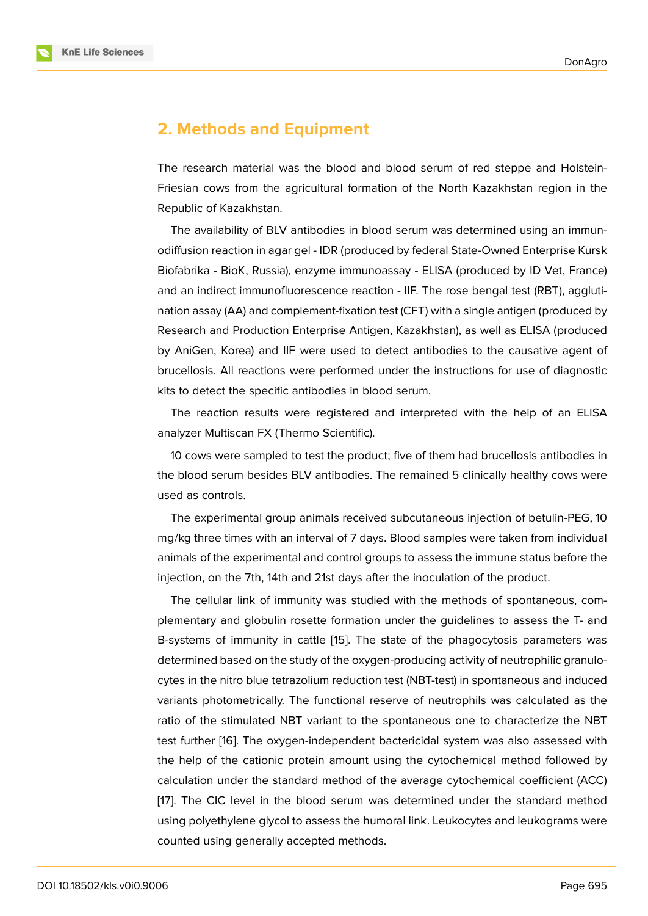## 2. Methods and Equipment

The research material was the blood and blood serum of red steppe and Holstein-Friesian cows from the agricultural formation of the North Kazakhstan region in the Republic of Kazakhstan.

The availability of BLV antibodies in blood serum was determined using an immunodiffusion reaction in agar gel - IDR (produced by federal State-Owned Enterprise Kursk Biofabrika - BioK, Russia), enzyme immunoassay - ELISA (produced by ID Vet, France) and an indirect immunofluorescence reaction - IIF. The rose bengal test (RBT), agglutination assay (AA) and complement-fixation test (CFT) with a single antigen (produced by Research and Production Enterprise Antigen, Kazakhstan), as well as ELISA (produced by AniGen, Korea) and IIF were used to detect antibodies to the causative agent of brucellosis. All reactions were performed under the instructions for use of diagnostic kits to detect the specific antibodies in blood serum.

The reaction results were registered and interpreted with the help of an ELISA analyzer Multiscan FX (Thermo Scientific).

10 cows were sampled to test the product; five of them had brucellosis antibodies in the blood serum besides BLV antibodies. The remained 5 clinically healthy cows were used as controls.

The experimental group animals received subcutaneous injection of betulin-PEG, 10 mg/kg three times with an interval of 7 days. Blood samples were taken from individual animals of the experimental and control groups to assess the immune status before the injection, on the 7th, 14th and 21st days after the inoculation of the product.

The cellular link of immunity was studied with the methods of spontaneous, complementary and globulin rosette formation under the guidelines to assess the T- and B-systems of immunity in cattle [15]. The state of the phagocytosis parameters was determined based on the study of the oxygen-producing activity of neutrophilic granulocytes in the nitro blue tetrazolium reduction test (NBT-test) in spontaneous and induced variants photometrically. The functional reserve of neutrophils was calculated as the ratio of the stimulated NBT variant to the spontaneous one to characterize the NBT test further [16]. The oxygen-independent bactericidal system was also assessed with the help of the cationic protein amount using the cytochemical method followed by calculation under the standard method of the average cytochemical coefficient (ACC) [17]. The CIC level in the blood serum was determined under the standard method using polyethylene glycol to assess the humoral link. Leukocytes and leukograms were counted using generally accepted methods.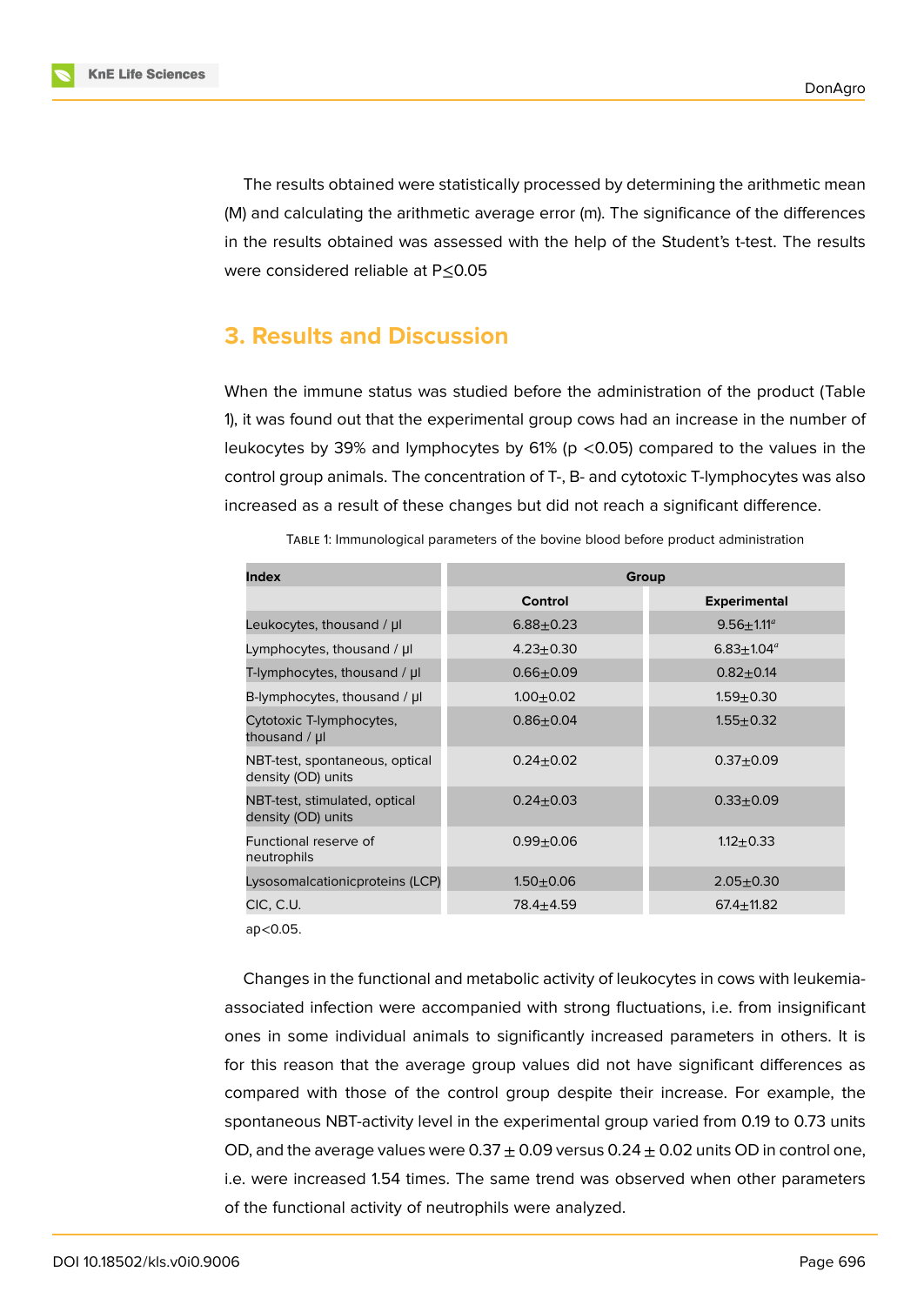The results obtained were statistically processed by determining the arithmetic mean (M) and calculating the arithmetic average error (m). The significance of the differences in the results obtained was assessed with the help of the Student's t-test. The results were considered reliable at $P \leq 0.05$

## 3. Results and Discussion

When the immune status was studied before the administration of the product (Table 1), it was found out that the experimental group cows had an increase in the number of leukocytes by 39% and lymphocytes by 61% ($p < 0.05$) compared to the values in the control group animals. The concentration of T-, B- and cytotoxic T-lymphocytes was also increased as a result of these changes but did not reach a significant difference.

Table 1: Immunological parameters of the bovine blood before product administration

| Index | Group | |
|---|---|---|
| | Control | Experimental |
| Leukocytes, thousand / µl | 6.88±0.23 | 9.56±1.11[a] |
| Lymphocytes, thousand / µl | 4.23±0.30 | 6.83±1.04[a] |
| T-lymphocytes, thousand / µl | 0.66±0.09 | 0.82±0.14 |
| B-lymphocytes, thousand / µl | 1.00±0.02 | 1.59±0.30 |
| Cytotoxic T-lymphocytes, thousand / µl | 0.86±0.04 | 1.55±0.32 |
| NBT-test, spontaneous, optical density (OD) units | 0.24±0.02 | 0.37±0.09 |
| NBT-test, stimulated, optical density (OD) units | 0.24±0.03 | 0.33±0.09 |
| Functional reserve of neutrophils | 0.99±0.06 | 1.12±0.33 |
| Lysosomalcationicproteins (LCP) | 1.50±0.06 | 2.05±0.30 |
| CIC, C.U. | 78.4±4.59 | 67.4±11.82 |

ap<0.05.

Changes in the functional and metabolic activity of leukocytes in cows with leukemia-associated infection were accompanied with strong fluctuations, i.e. from insignificant ones in some individual animals to significantly increased parameters in others. It is for this reason that the average group values did not have significant differences as compared with those of the control group despite their increase. For example, the spontaneous NBT-activity level in the experimental group varied from 0.19 to 0.73 units OD, and the average values were $0.37 \pm 0.09$ versus $0.24 \pm 0.02$ units OD in control one, i.e. were increased 1.54 times. The same trend was observed when other parameters of the functional activity of neutrophils were analyzed.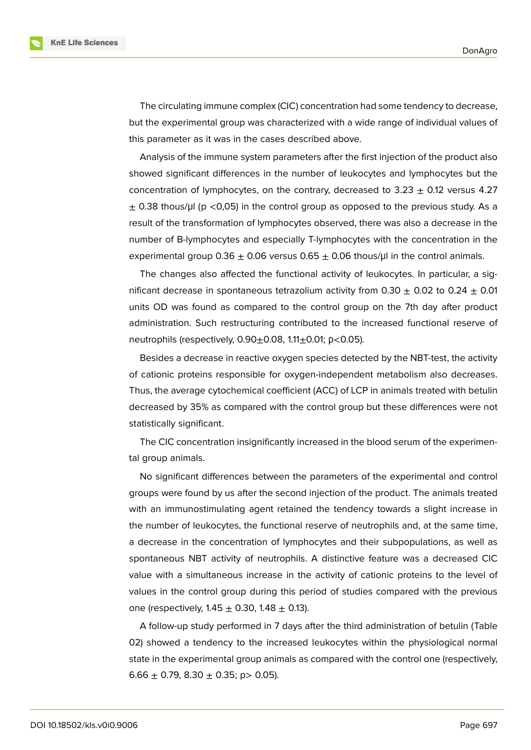The circulating immune complex (CIC) concentration had some tendency to decrease, but the experimental group was characterized with a wide range of individual values of this parameter as it was in the cases described above.

Analysis of the immune system parameters after the first injection of the product also showed significant differences in the number of leukocytes and lymphocytes but the concentration of lymphocytes, on the contrary, decreased to $3.23 \pm 0.12$ versus $4.27 \pm 0.38$ thous/μl ($p < 0{,}05$) in the control group as opposed to the previous study. As a result of the transformation of lymphocytes observed, there was also a decrease in the number of B-lymphocytes and especially T-lymphocytes with the concentration in the experimental group $0.36 \pm 0.06$ versus $0.65 \pm 0.06$ thous/μl in the control animals.

The changes also affected the functional activity of leukocytes. In particular, a significant decrease in spontaneous tetrazolium activity from $0.30 \pm 0.02$ to $0.24 \pm 0.01$ units OD was found as compared to the control group on the 7th day after product administration. Such restructuring contributed to the increased functional reserve of neutrophils (respectively, $0.90 \pm 0.08$, $1.11 \pm 0.01$; $p < 0.05$).

Besides a decrease in reactive oxygen species detected by the NBT-test, the activity of cationic proteins responsible for oxygen-independent metabolism also decreases. Thus, the average cytochemical coefficient (ACC) of LCP in animals treated with betulin decreased by 35% as compared with the control group but these differences were not statistically significant.

The CIC concentration insignificantly increased in the blood serum of the experimental group animals.

No significant differences between the parameters of the experimental and control groups were found by us after the second injection of the product. The animals treated with an immunostimulating agent retained the tendency towards a slight increase in the number of leukocytes, the functional reserve of neutrophils and, at the same time, a decrease in the concentration of lymphocytes and their subpopulations, as well as spontaneous NBT activity of neutrophils. A distinctive feature was a decreased CIC value with a simultaneous increase in the activity of cationic proteins to the level of values in the control group during this period of studies compared with the previous one (respectively, $1.45 \pm 0.30$, $1.48 \pm 0.13$).

A follow-up study performed in 7 days after the third administration of betulin (Table 02) showed a tendency to the increased leukocytes within the physiological normal state in the experimental group animals as compared with the control one (respectively, $6.66 \pm 0.79$, $8.30 \pm 0.35$; $p > 0.05$).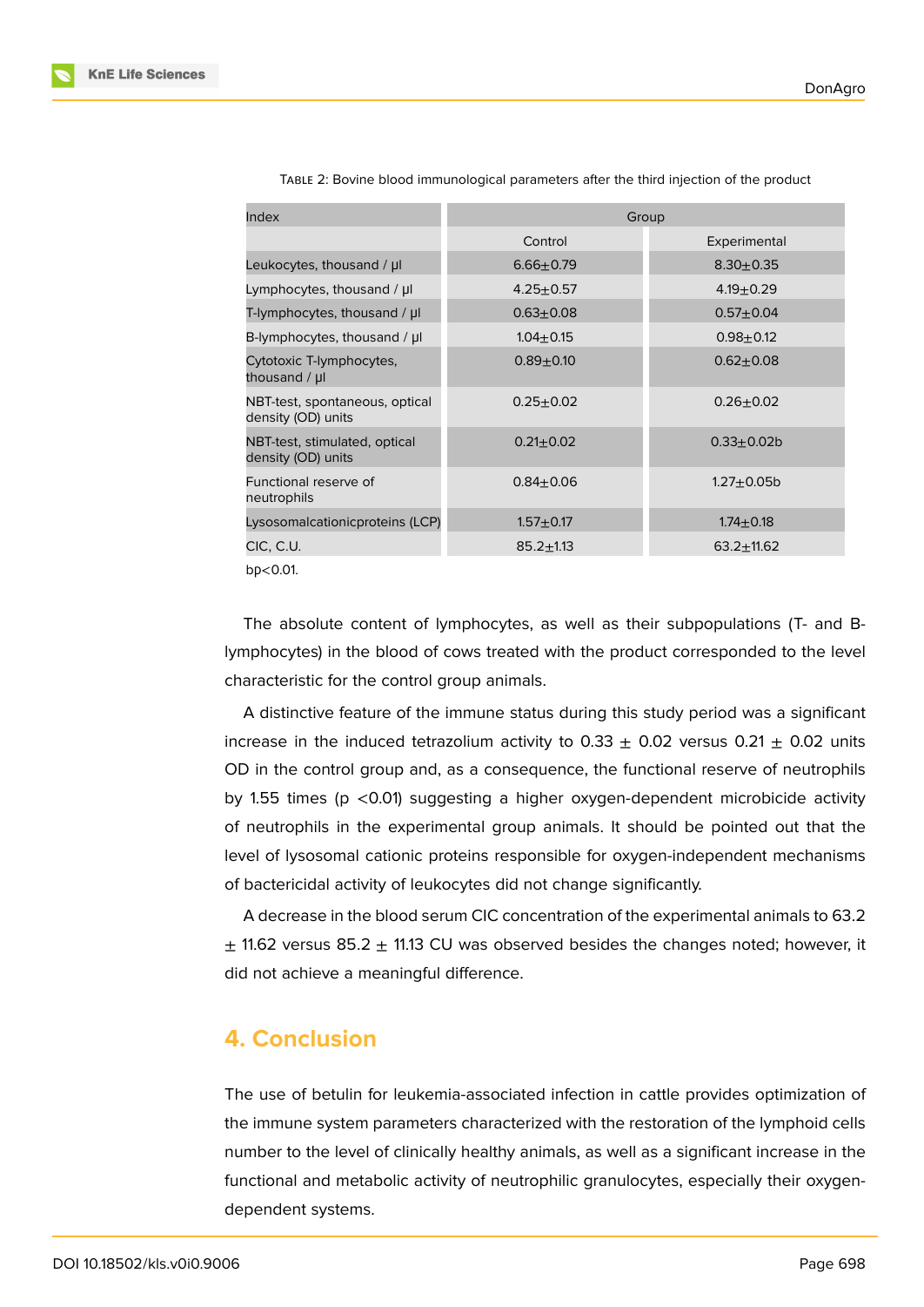TABLE 2: Bovine blood immunological parameters after the third injection of the product

| Index | Group | |
|---|---|---|
| | Control | Experimental |
| Leukocytes, thousand / μl | 6.66±0.79 | 8.30±0.35 |
| Lymphocytes, thousand / μl | 4.25±0.57 | 4.19±0.29 |
| T-lymphocytes, thousand / μl | 0.63±0.08 | 0.57±0.04 |
| B-lymphocytes, thousand / μl | 1.04±0.15 | 0.98±0.12 |
| Cytotoxic T-lymphocytes, thousand / μl | 0.89±0.10 | 0.62±0.08 |
| NBT-test, spontaneous, optical density (OD) units | 0.25±0.02 | 0.26±0.02 |
| NBT-test, stimulated, optical density (OD) units | 0.21±0.02 | 0.33±0.02b |
| Functional reserve of neutrophils | 0.84±0.06 | 1.27±0.05b |
| Lysosomalcationicproteins (LCP) | 1.57±0.17 | 1.74±0.18 |
| CIC, C.U. | 85.2±1.13 | 63.2±11.62 |

bp<0.01.

The absolute content of lymphocytes, as well as their subpopulations (T- and B-lymphocytes) in the blood of cows treated with the product corresponded to the level characteristic for the control group animals.

A distinctive feature of the immune status during this study period was a significant increase in the induced tetrazolium activity to 0.33 ± 0.02 versus 0.21 ± 0.02 units OD in the control group and, as a consequence, the functional reserve of neutrophils by 1.55 times ($p < 0.01$) suggesting a higher oxygen-dependent microbicide activity of neutrophils in the experimental group animals. It should be pointed out that the level of lysosomal cationic proteins responsible for oxygen-independent mechanisms of bactericidal activity of leukocytes did not change significantly.

A decrease in the blood serum CIC concentration of the experimental animals to 63.2 ± 11.62 versus 85.2 ± 11.13 CU was observed besides the changes noted; however, it did not achieve a meaningful difference.

## 4. Conclusion

The use of betulin for leukemia-associated infection in cattle provides optimization of the immune system parameters characterized with the restoration of the lymphoid cells number to the level of clinically healthy animals, as well as a significant increase in the functional and metabolic activity of neutrophilic granulocytes, especially their oxygen-dependent systems.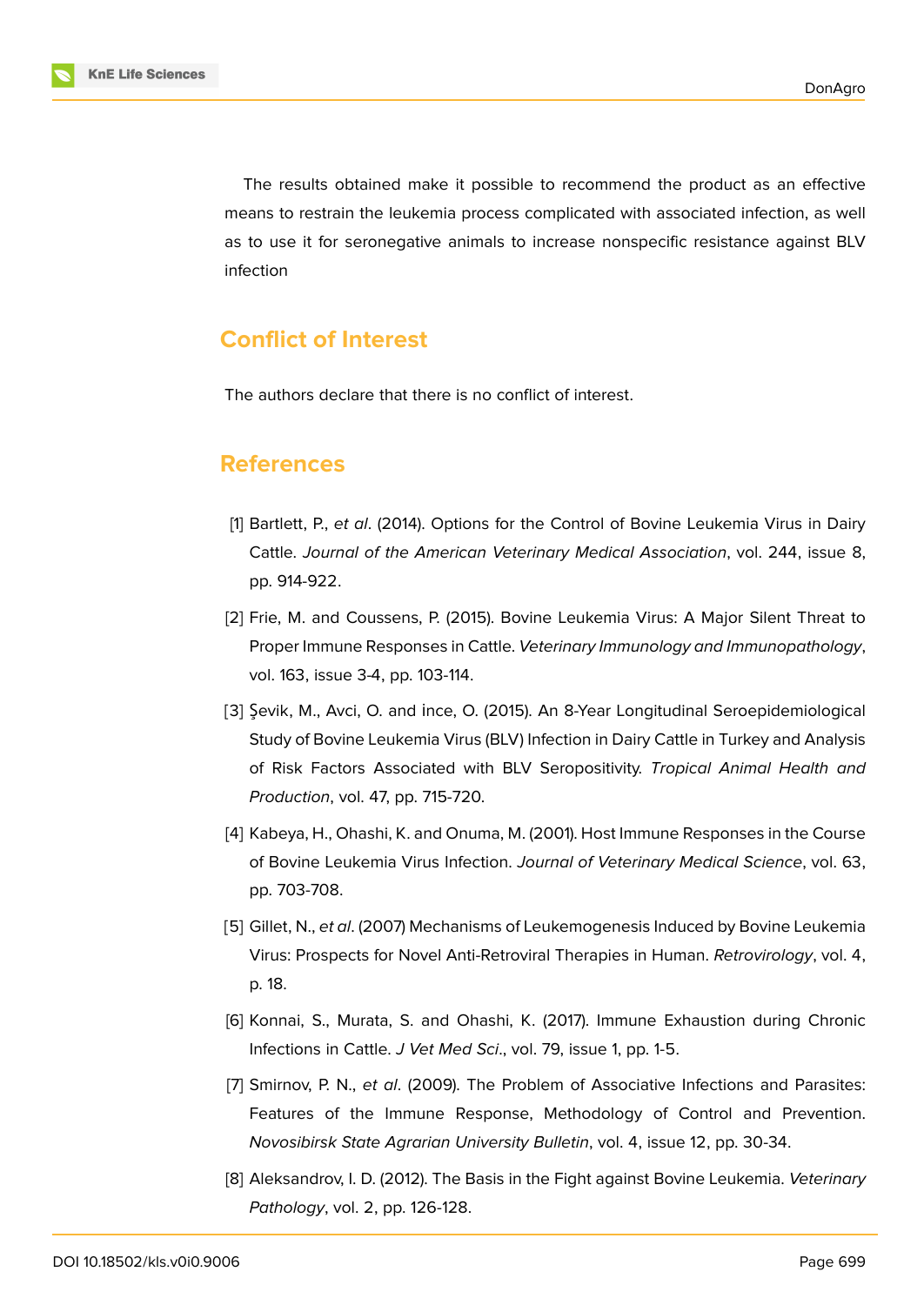The results obtained make it possible to recommend the product as an effective means to restrain the leukemia process complicated with associated infection, as well as to use it for seronegative animals to increase nonspecific resistance against BLV infection

## Conflict of Interest

The authors declare that there is no conflict of interest.

## References

[1] Bartlett, P., *et al*. (2014). Options for the Control of Bovine Leukemia Virus in Dairy Cattle. *Journal of the American Veterinary Medical Association*, vol. 244, issue 8, pp. 914-922.

[2] Frie, M. and Coussens, P. (2015). Bovine Leukemia Virus: A Major Silent Threat to Proper Immune Responses in Cattle. *Veterinary Immunology and Immunopathology*, vol. 163, issue 3-4, pp. 103-114.

[3] Şevik, M., Avci, O. and İnce, O. (2015). An 8-Year Longitudinal Seroepidemiological Study of Bovine Leukemia Virus (BLV) Infection in Dairy Cattle in Turkey and Analysis of Risk Factors Associated with BLV Seropositivity. *Tropical Animal Health and Production*, vol. 47, pp. 715-720.

[4] Kabeya, H., Ohashi, K. and Onuma, M. (2001). Host Immune Responses in the Course of Bovine Leukemia Virus Infection. *Journal of Veterinary Medical Science*, vol. 63, pp. 703-708.

[5] Gillet, N., *et al*. (2007) Mechanisms of Leukemogenesis Induced by Bovine Leukemia Virus: Prospects for Novel Anti-Retroviral Therapies in Human. *Retrovirology*, vol. 4, p. 18.

[6] Konnai, S., Murata, S. and Ohashi, K. (2017). Immune Exhaustion during Chronic Infections in Cattle. *J Vet Med Sci*., vol. 79, issue 1, pp. 1-5.

[7] Smirnov, P. N., *et al*. (2009). The Problem of Associative Infections and Parasites: Features of the Immune Response, Methodology of Control and Prevention. *Novosibirsk State Agrarian University Bulletin*, vol. 4, issue 12, pp. 30-34.

[8] Aleksandrov, I. D. (2012). The Basis in the Fight against Bovine Leukemia. *Veterinary Pathology*, vol. 2, pp. 126-128.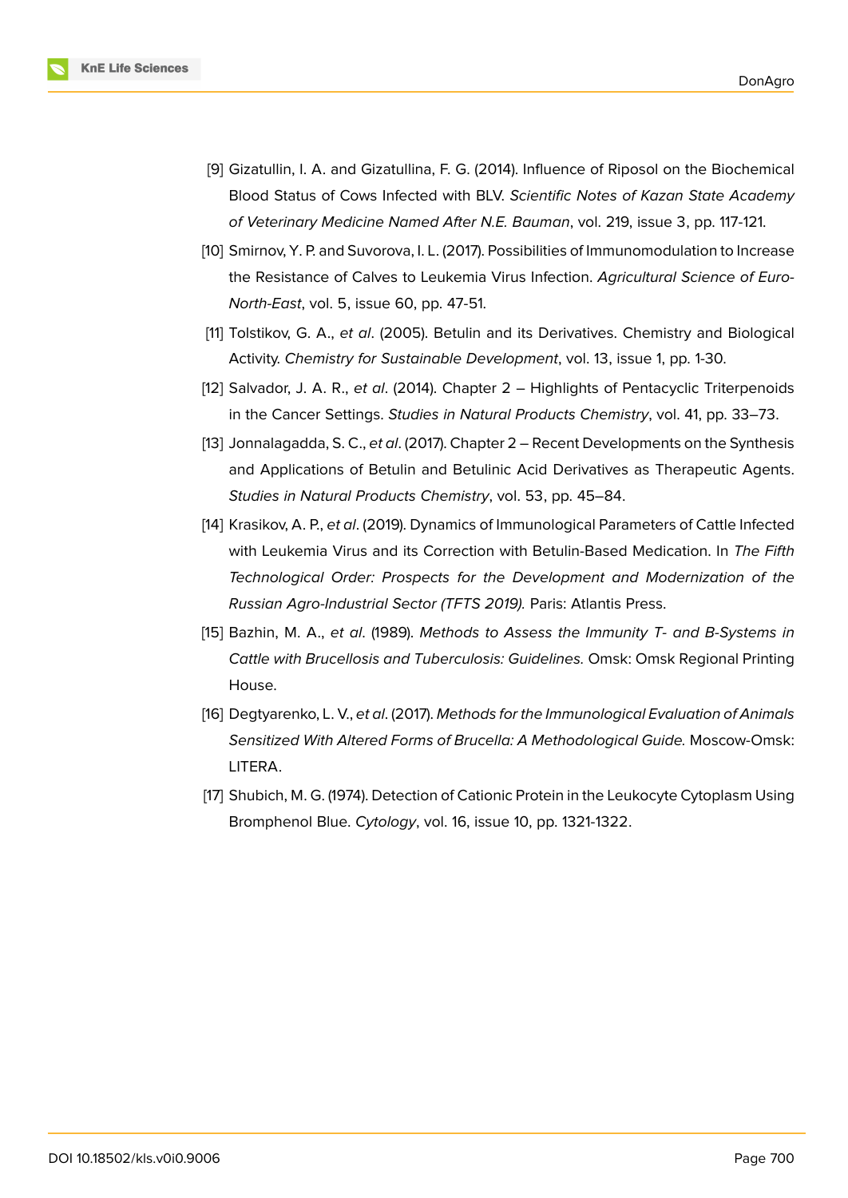[9] Gizatullin, I. A. and Gizatullina, F. G. (2014). Influence of Riposol on the Biochemical Blood Status of Cows Infected with BLV. *Scientific Notes of Kazan State Academy of Veterinary Medicine Named After N.E. Bauman*, vol. 219, issue 3, pp. 117-121.

[10] Smirnov, Y. P. and Suvorova, I. L. (2017). Possibilities of Immunomodulation to Increase the Resistance of Calves to Leukemia Virus Infection. *Agricultural Science of Euro-North-East*, vol. 5, issue 60, pp. 47-51.

[11] Tolstikov, G. A., *et al*. (2005). Betulin and its Derivatives. Chemistry and Biological Activity. *Chemistry for Sustainable Development*, vol. 13, issue 1, pp. 1-30.

[12] Salvador, J. A. R., *et al*. (2014). Chapter 2 – Highlights of Pentacyclic Triterpenoids in the Cancer Settings. *Studies in Natural Products Chemistry*, vol. 41, pp. 33–73.

[13] Jonnalagadda, S. C., *et al*. (2017). Chapter 2 – Recent Developments on the Synthesis and Applications of Betulin and Betulinic Acid Derivatives as Therapeutic Agents. *Studies in Natural Products Chemistry*, vol. 53, pp. 45–84.

[14] Krasikov, A. P., *et al*. (2019). Dynamics of Immunological Parameters of Cattle Infected with Leukemia Virus and its Correction with Betulin-Based Medication. In *The Fifth Technological Order: Prospects for the Development and Modernization of the Russian Agro-Industrial Sector (TFTS 2019).* Paris: Atlantis Press.

[15] Bazhin, M. A., *et al*. (1989). *Methods to Assess the Immunity T- and B-Systems in Cattle with Brucellosis and Tuberculosis: Guidelines.* Omsk: Omsk Regional Printing House.

[16] Degtyarenko, L. V., *et al*. (2017). *Methods for the Immunological Evaluation of Animals Sensitized With Altered Forms of Brucella: A Methodological Guide.* Moscow-Omsk: LITERA.

[17] Shubich, M. G. (1974). Detection of Cationic Protein in the Leukocyte Cytoplasm Using Bromphenol Blue. *Cytology*, vol. 16, issue 10, pp. 1321-1322.